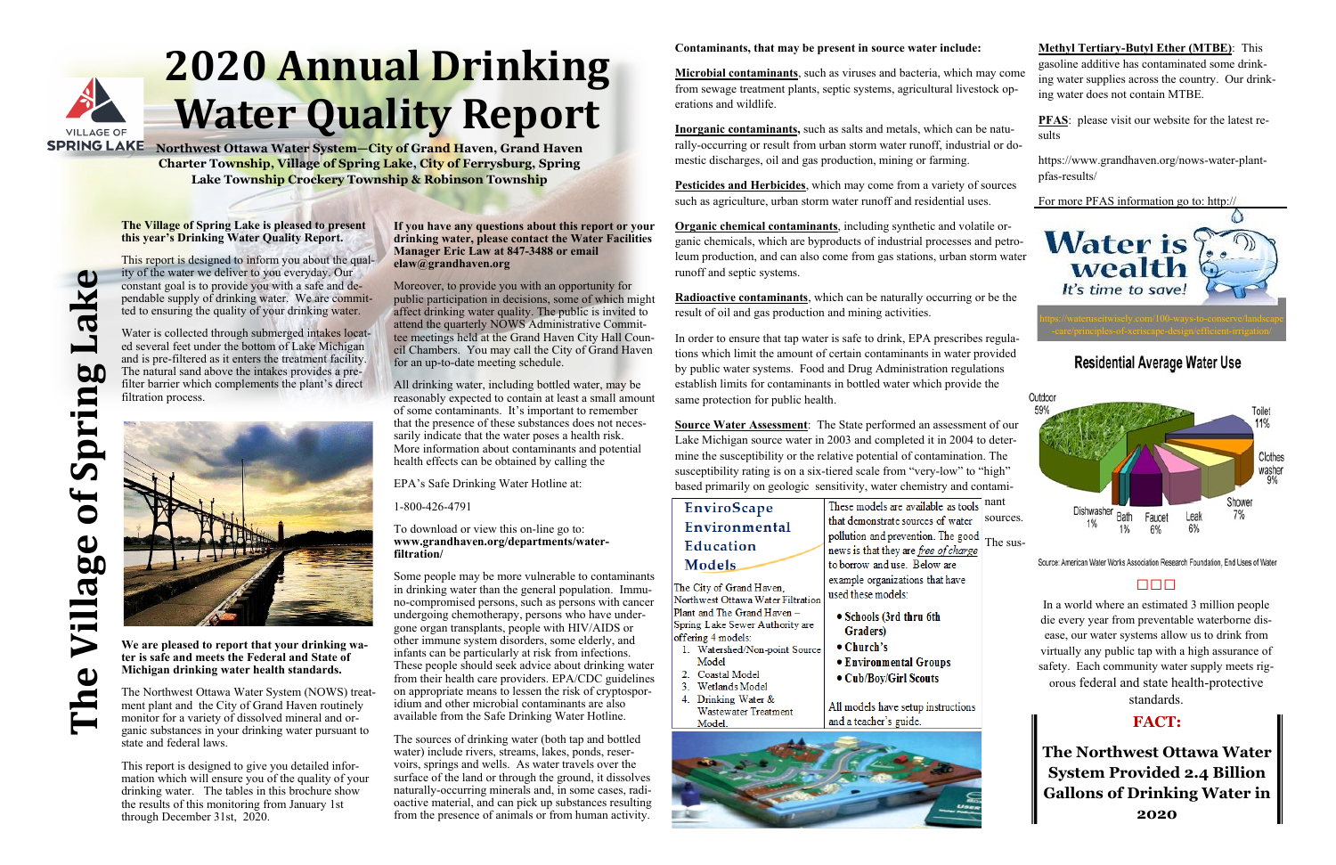# 2020 Annual Drinking Water Quality Report

VILLAGE OF SPRING LAKE

**Northwest Ottawa Water System—City of Grand Haven, Grand Haven Charter Township, Village of Spring Lake, City of Ferrysburg, Spring Lake Township Crockery Township & Robinson Township**

**The Village of Spring Lake**

**The Village of Spring Lake is pleased to present this year's Drinking Water Quality Report.**

This report is designed to inform you about the quality of the water we deliver to you everyday. Our constant goal is to provide you with a safe and dependable supply of drinking water. We are committed to ensuring the quality of your drinking water.

Water is collected through submerged intakes located several feet under the bottom of Lake Michigan and is pre-filtered as it enters the treatment facility. The natural sand above the intakes provides a prefilter barrier which complements the plant's direct filtration process.

**We are pleased to report that your drinking water is safe and meets the Federal and State of Michigan drinking water health standards.**

The Northwest Ottawa Water System (NOWS) treatment plant and the City of Grand Haven routinely monitor for a variety of dissolved mineral and organic substances in your drinking water pursuant to state and federal laws.

This report is designed to give you detailed information which will ensure you of the quality of your drinking water. The tables in this brochure show the results of this monitoring from January 1st through December 31st, 2020.

**If you have any questions about this report or your drinking water, please contact the Water Facilities Manager Eric Law at 847-3488 or email elaw@grandhaven.org**

Moreover, to provide you with an opportunity for public participation in decisions, some of which might affect drinking water quality. The public is invited to attend the quarterly NOWS Administrative Committee meetings held at the Grand Haven City Hall Council Chambers. You may call the City of Grand Haven for an up-to-date meeting schedule.

All drinking water, including bottled water, may be reasonably expected to contain at least a small amount of some contaminants. It's important to remember that the presence of these substances does not necessarily indicate that the water poses a health risk. More information about contaminants and potential health effects can be obtained by calling the

EPA's Safe Drinking Water Hotline at:

1-800-426-4791

To download or view this on-line go to:
**www.grandhaven.org/departments/water-filtration/**

Some people may be more vulnerable to contaminants in drinking water than the general population. Immuno-compromised persons, such as persons with cancer undergoing chemotherapy, persons who have undergone organ transplants, people with HIV/AIDS or other immune system disorders, some elderly, and infants can be particularly at risk from infections. These people should seek advice about drinking water from their health care providers. EPA/CDC guidelines on appropriate means to lessen the risk of cryptosporidium and other microbial contaminants are also available from the Safe Drinking Water Hotline.

The sources of drinking water (both tap and bottled water) include rivers, streams, lakes, ponds, reservoirs, springs and wells. As water travels over the surface of the land or through the ground, it dissolves naturally-occurring minerals and, in some cases, radioactive material, and can pick up substances resulting from the presence of animals or from human activity.

**Contaminants, that may be present in source water include:**

**Microbial contaminants**, such as viruses and bacteria, which may come from sewage treatment plants, septic systems, agricultural livestock operations and wildlife.

**Inorganic contaminants,** such as salts and metals, which can be naturally-occurring or result from urban storm water runoff, industrial or domestic discharges, oil and gas production, mining or farming.

**Pesticides and Herbicides**, which may come from a variety of sources such as agriculture, urban storm water runoff and residential uses.

**Organic chemical contaminants**, including synthetic and volatile organic chemicals, which are byproducts of industrial processes and petroleum production, and can also come from gas stations, urban storm water runoff and septic systems.

**Radioactive contaminants**, which can be naturally occurring or be the result of oil and gas production and mining activities.

In order to ensure that tap water is safe to drink, EPA prescribes regulations which limit the amount of certain contaminants in water provided by public water systems. Food and Drug Administration regulations establish limits for contaminants in bottled water which provide the same protection for public health.

**Source Water Assessment**: The State performed an assessment of our Lake Michigan source water in 2003 and completed it in 2004 to determine the susceptibility or the relative potential of contamination. The susceptibility rating is on a six-tiered scale from "very-low" to "high" based primarily on geologic sensitivity, water chemistry and contaminant sources. The sus-

## EnviroScape Environmental Education Models

The City of Grand Haven, Northwest Ottawa Water Filtration Plant and The Grand Haven – Spring Lake Sewer Authority are offering 4 models:

1. Watershed/Non-point Source Model
2. Coastal Model
3. Wetlands Model
4. Drinking Water & Wastewater Treatment Model.

These models are available as tools that demonstrate sources of water pollution and prevention. The good news is that they are *free of charge* to borrow and use. Below are example organizations that have used these models:

- **Schools (3rd thru 6th Graders)**
- **Church's**
- **Environmental Groups**
- **Cub/Boy/Girl Scouts**

All models have setup instructions and a teacher's guide.

**Methyl Tertiary-Butyl Ether (MTBE)**: This gasoline additive has contaminated some drinking water supplies across the country. Our drinking water does not contain MTBE.

**PFAS**: please visit our website for the latest results

https://www.grandhaven.org/nows-water-plant-pfas-results/

For more PFAS information go to: http://

Water is wealth
*It's time to save!*

https://wateruseitwisely.com/100-ways-to-conserve/landscape-care/principles-of-xeriscape-design/efficient-irrigation/

## Residential Average Water Use

| Use | Percent |
|---|---|
| Outdoor | 59% |
| Toilet | 11% |
| Clothes washer | 9% |
| Shower | 7% |
| Leak | 6% |
| Faucet | 6% |
| Bath | 1% |
| Dishwasher | 1% |

Source: American Water Works Association Research Foundation, End Uses of Water

In a world where an estimated 3 million people die every year from preventable waterborne disease, our water systems allow us to drink from virtually any public tap with a high assurance of safety. Each community water supply meets rigorous federal and state health-protective standards.

**FACT:**

**The Northwest Ottawa Water System Provided 2.4 Billion Gallons of Drinking Water in 2020**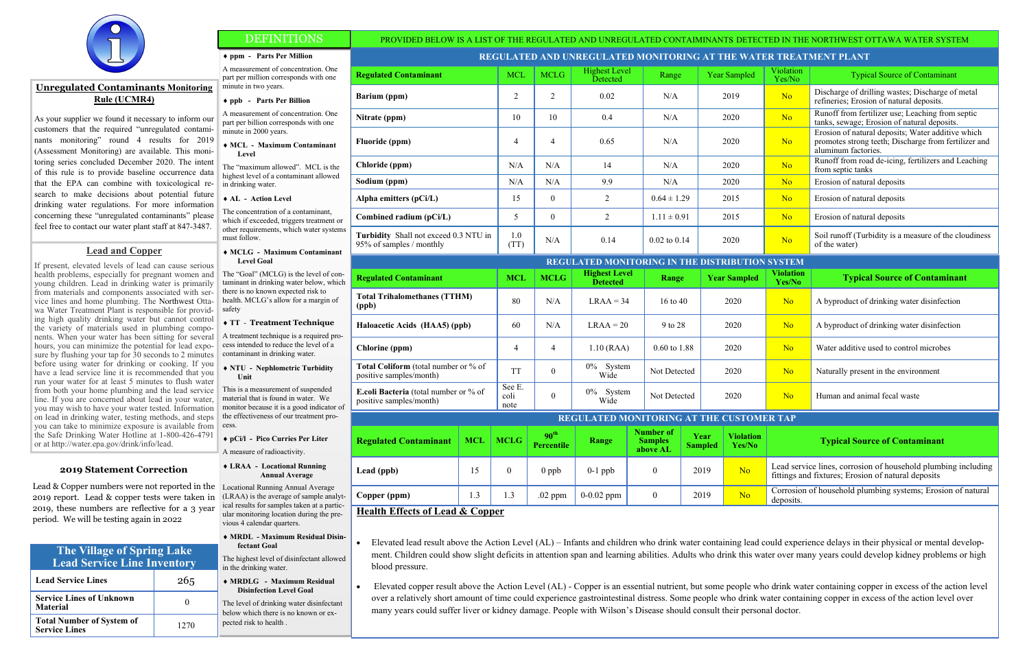## Unregulated Contaminants Monitoring Rule (UCMR4)

As your supplier we found it necessary to inform our customers that the required "unregulated contaminants monitoring" round 4 results for 2019 (Assessment Monitoring) are available. This monitoring series concluded December 2020. The intent of this rule is to provide baseline occurrence data that the EPA can combine with toxicological research to make decisions about potential future drinking water regulations. For more information concerning these "unregulated contaminants" please feel free to contact our water plant staff at 847-3487.

## Lead and Copper

If present, elevated levels of lead can cause serious health problems, especially for pregnant women and young children. Lead in drinking water is primarily from materials and components associated with service lines and home plumbing. The Northwest Ottawa Water Treatment Plant is responsible for providing high quality drinking water but cannot control the variety of materials used in plumbing components. When your water has been sitting for several hours, you can minimize the potential for lead exposure by flushing your tap for 30 seconds to 2 minutes before using water for drinking or cooking. If you have a lead service line it is recommended that you run your water for at least 5 minutes to flush water from both your home plumbing and the lead service line. If you are concerned about lead in your water, you may wish to have your water tested. Information on lead in drinking water, testing methods, and steps you can take to minimize exposure is available from the Safe Drinking Water Hotline at 1-800-426-4791 or at http://water.epa.gov/drink/info/lead.

## 2019 Statement Correction

Lead & Copper numbers were not reported in the 2019 report. Lead & copper tests were taken in 2019, these numbers are reflective for a 3 year period. We will be testing again in 2022

| The Village of Spring Lake Lead Service Line Inventory | |
|---|---|
| Lead Service Lines | 265 |
| Service Lines of Unknown Material | 0 |
| Total Number of System of Service Lines | 1270 |

## DEFINITIONS

- **ppm - Parts Per Million**
  A measurement of concentration. One part per million corresponds with one minute in two years.
- **ppb - Parts Per Billion**
  A measurement of concentration. One part per billion corresponds with one minute in 2000 years.
- **MCL - Maximum Contaminant Level**
  The "maximum allowed". MCL is the highest level of a contaminant allowed in drinking water.
- **AL - Action Level**
  The concentration of a contaminant, which if exceeded, triggers treatment or other requirements, which water systems must follow.
- **MCLG - Maximum Contaminant Level Goal**
  The "Goal" (MCLG) is the level of contaminant in drinking water below, which there is no known expected risk to health. MCLG's allow for a margin of safety
- **TT - Treatment Technique**
  A treatment technique is a required process intended to reduce the level of a contaminant in drinking water.
- **NTU - Nephlometric Turbidity Unit**
  This is a measurement of suspended material that is found in water. We monitor because it is a good indicator of the effectiveness of our treatment process.
- **pCi/l - Pico Curries Per Liter**
  A measure of radioactivity.
- **LRAA - Locational Running Annual Average**
  Locational Running Annual Average (LRAA) is the average of sample analytical results for samples taken at a particular monitoring location during the previous 4 calendar quarters.
- **MRDL - Maximum Residual Disinfectant Goal**
  The highest level of disinfectant allowed in the drinking water.
- **MRDLG - Maximum Residual Disinfection Level Goal**
  The level of drinking water disinfectant below which there is no known or expected risk to health .

PROVIDED BELOW IS A LIST OF THE REGULATED AND UNREGULATED CONTAIMINANTS DETECTED IN THE NORTHWEST OTTAWA WATER SYSTEM

### REGULATED AND UNREGULATED MONITORING AT THE WATER TREATMENT PLANT

| Regulated Contaminant | MCL | MCLG | Highest Level Detected | Range | Year Sampled | Violation Yes/No | Typical Source of Contaminant |
|---|---|---|---|---|---|---|---|
| Barium (ppm) | 2 | 2 | 0.02 | N/A | 2019 | No | Discharge of drilling wastes; Discharge of metal refineries; Erosion of natural deposits. |
| Nitrate (ppm) | 10 | 10 | 0.4 | N/A | 2020 | No | Runoff from fertilizer use; Leaching from septic tanks, sewage; Erosion of natural deposits. |
| Fluoride (ppm) | 4 | 4 | 0.65 | N/A | 2020 | No | Erosion of natural deposits; Water additive which promotes strong teeth; Discharge from fertilizer and aluminum factories. |
| Chloride (ppm) | N/A | N/A | 14 | N/A | 2020 | No | Runoff from road de-icing, fertilizers and Leaching from septic tanks |
| Sodium (ppm) | N/A | N/A | 9.9 | N/A | 2020 | No | Erosion of natural deposits |
| Alpha emitters (pCi/L) | 15 | 0 | 2 | 0.64 ± 1.29 | 2015 | No | Erosion of natural deposits |
| Combined radium (pCi/L) | 5 | 0 | 2 | 1.11 ± 0.91 | 2015 | No | Erosion of natural deposits |
| Turbidity Shall not exceed 0.3 NTU in 95% of samples / monthly | 1.0 (TT) | N/A | 0.14 | 0.02 to 0.14 | 2020 | No | Soil runoff (Turbidity is a measure of the cloudiness of the water) |

### REGULATED MONITORING IN THE DISTRIBUTION SYSTEM

| Regulated Contaminant | MCL | MCLG | Highest Level Detected | Range | Year Sampled | Violation Yes/No | Typical Source of Contaminant |
|---|---|---|---|---|---|---|---|
| Total Trihalomethanes (TTHM) (ppb) | 80 | N/A | LRAA = 34 | 16 to 40 | 2020 | No | A byproduct of drinking water disinfection |
| Haloacetic Acids (HAA5) (ppb) | 60 | N/A | LRAA = 20 | 9 to 28 | 2020 | No | A byproduct of drinking water disinfection |
| Chlorine (ppm) | 4 | 4 | 1.10 (RAA) | 0.60 to 1.88 | 2020 | No | Water additive used to control microbes |
| Total Coliform (total number or % of positive samples/month) | TT | 0 | 0% System Wide | Not Detected | 2020 | No | Naturally present in the environment |
| E.coli Bacteria (total number or % of positive samples/month) | See E. coli note | 0 | 0% System Wide | Not Detected | 2020 | No | Human and animal fecal waste |

### REGULATED MONITORING AT THE CUSTOMER TAP

| Regulated Contaminant | MCL | MCLG | 90th Percentile | Range | Number of Samples above AL | Year Sampled | Violation Yes/No | Typical Source of Contaminant |
|---|---|---|---|---|---|---|---|---|
| Lead (ppb) | 15 | 0 | 0 ppb | 0-1 ppb | 0 | 2019 | No | Lead service lines, corrosion of household plumbing including fittings and fixtures; Erosion of natural deposits |
| Copper (ppm) | 1.3 | 1.3 | .02 ppm | 0-0.02 ppm | 0 | 2019 | No | Corrosion of household plumbing systems; Erosion of natural deposits. |

### Health Effects of Lead & Copper

- Elevated lead result above the Action Level (AL) – Infants and children who drink water containing lead could experience delays in their physical or mental development. Children could show slight deficits in attention span and learning abilities. Adults who drink this water over many years could develop kidney problems or high blood pressure.
- Elevated copper result above the Action Level (AL) - Copper is an essential nutrient, but some people who drink water containing copper in excess of the action level over a relatively short amount of time could experience gastrointestinal distress. Some people who drink water containing copper in excess of the action level over many years could suffer liver or kidney damage. People with Wilson's Disease should consult their personal doctor.